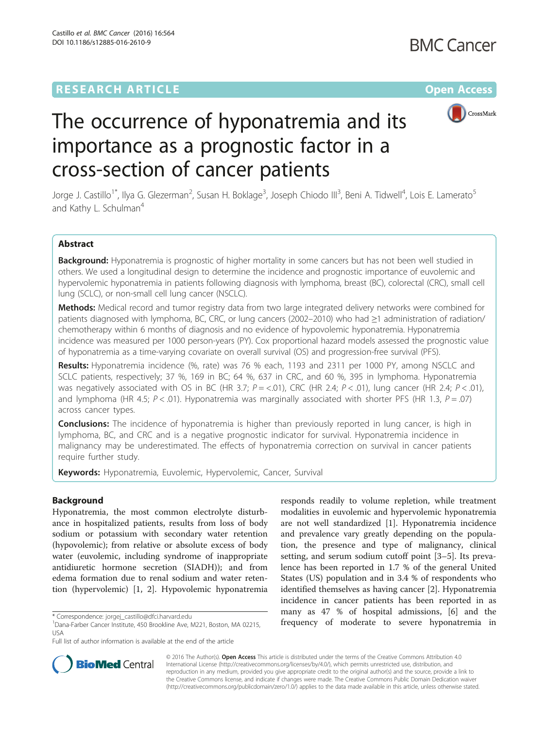RESEARCH ARTICLE

Open Access

# The occurrence of hyponatremia and its importance as a prognostic factor in a cross-section of cancer patients

Jorge J. Castillo[1*], Ilya G. Glezerman[2], Susan H. Boklage[3], Joseph Chiodo III[3], Beni A. Tidwell[4], Lois E. Lamerato[5] and Kathy L. Schulman[4]

## Abstract

**Background:** Hyponatremia is prognostic of higher mortality in some cancers but has not been well studied in others. We used a longitudinal design to determine the incidence and prognostic importance of euvolemic and hypervolemic hyponatremia in patients following diagnosis with lymphoma, breast (BC), colorectal (CRC), small cell lung (SCLC), or non-small cell lung cancer (NSCLC).

**Methods:** Medical record and tumor registry data from two large integrated delivery networks were combined for patients diagnosed with lymphoma, BC, CRC, or lung cancers (2002–2010) who had ≥1 administration of radiation/chemotherapy within 6 months of diagnosis and no evidence of hypovolemic hyponatremia. Hyponatremia incidence was measured per 1000 person-years (PY). Cox proportional hazard models assessed the prognostic value of hyponatremia as a time-varying covariate on overall survival (OS) and progression-free survival (PFS).

**Results:** Hyponatremia incidence (%, rate) was 76 % each, 1193 and 2311 per 1000 PY, among NSCLC and SCLC patients, respectively; 37 %, 169 in BC; 64 %, 637 in CRC, and 60 %, 395 in lymphoma. Hyponatremia was negatively associated with OS in BC (HR 3.7; $P = <.01$), CRC (HR 2.4; $P < .01$), lung cancer (HR 2.4; $P < .01$), and lymphoma (HR 4.5; $P < .01$). Hyponatremia was marginally associated with shorter PFS (HR 1.3, $P = .07$) across cancer types.

**Conclusions:** The incidence of hyponatremia is higher than previously reported in lung cancer, is high in lymphoma, BC, and CRC and is a negative prognostic indicator for survival. Hyponatremia incidence in malignancy may be underestimated. The effects of hyponatremia correction on survival in cancer patients require further study.

**Keywords:** Hyponatremia, Euvolemic, Hypervolemic, Cancer, Survival

## Background

Hyponatremia, the most common electrolyte disturbance in hospitalized patients, results from loss of body sodium or potassium with secondary water retention (hypovolemic); from relative or absolute excess of body water (euvolemic, including syndrome of inappropriate antidiuretic hormone secretion (SIADH)); and from edema formation due to renal sodium and water retention (hypervolemic) [1, 2]. Hypovolemic hyponatremia responds readily to volume repletion, while treatment modalities in euvolemic and hypervolemic hyponatremia are not well standardized [1]. Hyponatremia incidence and prevalence vary greatly depending on the population, the presence and type of malignancy, clinical setting, and serum sodium cutoff point [3–5]. Its prevalence has been reported in 1.7 % of the general United States (US) population and in 3.4 % of respondents who identified themselves as having cancer [2]. Hyponatremia incidence in cancer patients has been reported in as many as 47 % of hospital admissions, [6] and the frequency of moderate to severe hyponatremia in

* Correspondence: jorgej_castillo@dfci.harvard.edu
[1]Dana-Farber Cancer Institute, 450 Brookline Ave, M221, Boston, MA 02215, USA
Full list of author information is available at the end of the article

© 2016 The Author(s). **Open Access** This article is distributed under the terms of the Creative Commons Attribution 4.0 International License (http://creativecommons.org/licenses/by/4.0/), which permits unrestricted use, distribution, and reproduction in any medium, provided you give appropriate credit to the original author(s) and the source, provide a link to the Creative Commons license, and indicate if changes were made. The Creative Commons Public Domain Dedication waiver (http://creativecommons.org/publicdomain/zero/1.0/) applies to the data made available in this article, unless otherwise stated.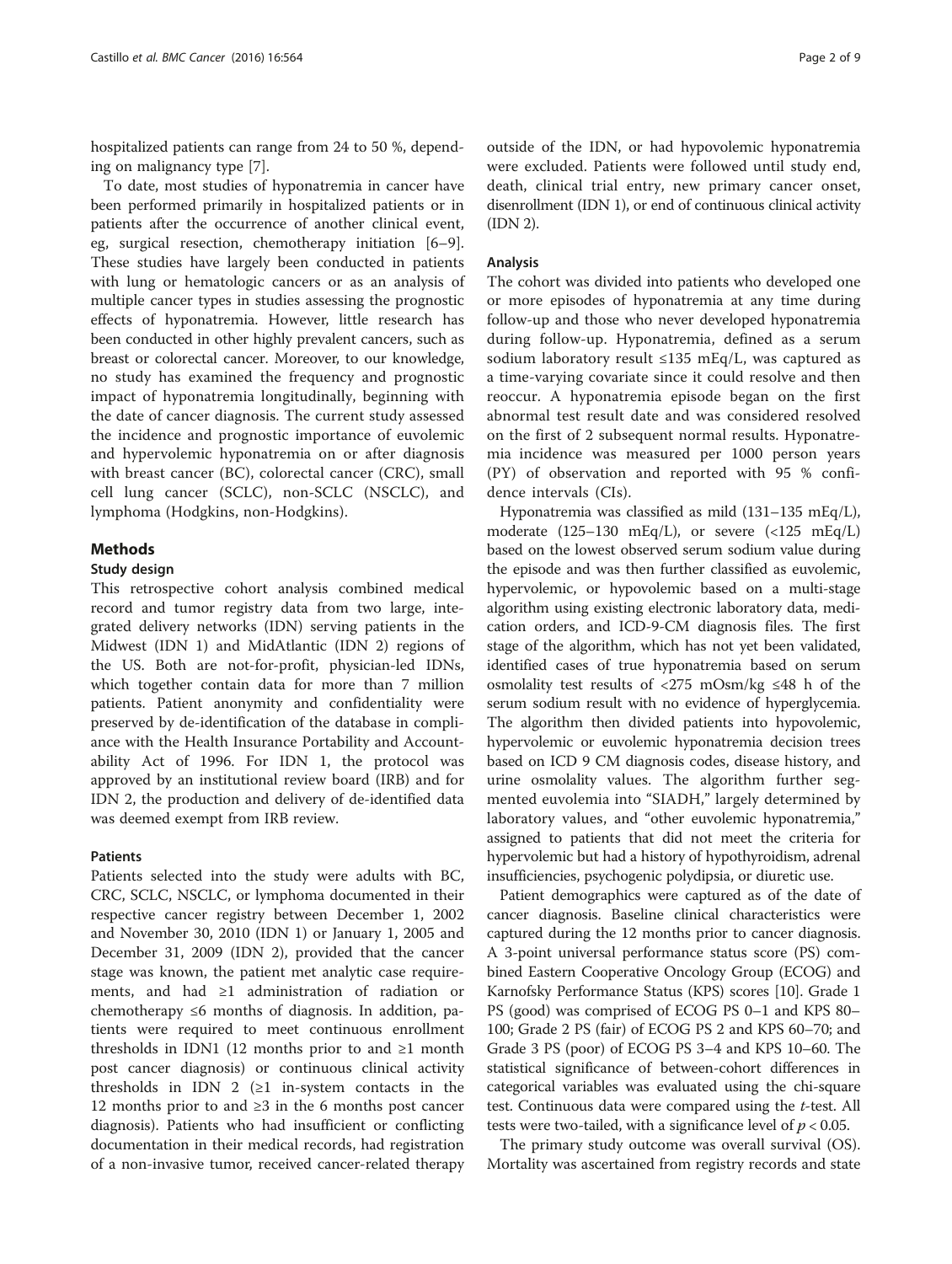hospitalized patients can range from 24 to 50 %, depending on malignancy type [7].

To date, most studies of hyponatremia in cancer have been performed primarily in hospitalized patients or in patients after the occurrence of another clinical event, eg, surgical resection, chemotherapy initiation [6–9]. These studies have largely been conducted in patients with lung or hematologic cancers or as an analysis of multiple cancer types in studies assessing the prognostic effects of hyponatremia. However, little research has been conducted in other highly prevalent cancers, such as breast or colorectal cancer. Moreover, to our knowledge, no study has examined the frequency and prognostic impact of hyponatremia longitudinally, beginning with the date of cancer diagnosis. The current study assessed the incidence and prognostic importance of euvolemic and hypervolemic hyponatremia on or after diagnosis with breast cancer (BC), colorectal cancer (CRC), small cell lung cancer (SCLC), non-SCLC (NSCLC), and lymphoma (Hodgkins, non-Hodgkins).

## Methods

### Study design

This retrospective cohort analysis combined medical record and tumor registry data from two large, integrated delivery networks (IDN) serving patients in the Midwest (IDN 1) and MidAtlantic (IDN 2) regions of the US. Both are not-for-profit, physician-led IDNs, which together contain data for more than 7 million patients. Patient anonymity and confidentiality were preserved by de-identification of the database in compliance with the Health Insurance Portability and Accountability Act of 1996. For IDN 1, the protocol was approved by an institutional review board (IRB) and for IDN 2, the production and delivery of de-identified data was deemed exempt from IRB review.

### Patients

Patients selected into the study were adults with BC, CRC, SCLC, NSCLC, or lymphoma documented in their respective cancer registry between December 1, 2002 and November 30, 2010 (IDN 1) or January 1, 2005 and December 31, 2009 (IDN 2), provided that the cancer stage was known, the patient met analytic case requirements, and had ≥1 administration of radiation or chemotherapy ≤6 months of diagnosis. In addition, patients were required to meet continuous enrollment thresholds in IDN1 (12 months prior to and ≥1 month post cancer diagnosis) or continuous clinical activity thresholds in IDN 2 (≥1 in-system contacts in the 12 months prior to and ≥3 in the 6 months post cancer diagnosis). Patients who had insufficient or conflicting documentation in their medical records, had registration of a non-invasive tumor, received cancer-related therapy outside of the IDN, or had hypovolemic hyponatremia were excluded. Patients were followed until study end, death, clinical trial entry, new primary cancer onset, disenrollment (IDN 1), or end of continuous clinical activity (IDN 2).

### Analysis

The cohort was divided into patients who developed one or more episodes of hyponatremia at any time during follow-up and those who never developed hyponatremia during follow-up. Hyponatremia, defined as a serum sodium laboratory result ≤135 mEq/L, was captured as a time-varying covariate since it could resolve and then reoccur. A hyponatremia episode began on the first abnormal test result date and was considered resolved on the first of 2 subsequent normal results. Hyponatremia incidence was measured per 1000 person years (PY) of observation and reported with 95 % confidence intervals (CIs).

Hyponatremia was classified as mild (131–135 mEq/L), moderate (125–130 mEq/L), or severe (<125 mEq/L) based on the lowest observed serum sodium value during the episode and was then further classified as euvolemic, hypervolemic, or hypovolemic based on a multi-stage algorithm using existing electronic laboratory data, medication orders, and ICD-9-CM diagnosis files. The first stage of the algorithm, which has not yet been validated, identified cases of true hyponatremia based on serum osmolality test results of <275 mOsm/kg ≤48 h of the serum sodium result with no evidence of hyperglycemia. The algorithm then divided patients into hypovolemic, hypervolemic or euvolemic hyponatremia decision trees based on ICD 9 CM diagnosis codes, disease history, and urine osmolality values. The algorithm further segmented euvolemia into "SIADH," largely determined by laboratory values, and "other euvolemic hyponatremia," assigned to patients that did not meet the criteria for hypervolemic but had a history of hypothyroidism, adrenal insufficiencies, psychogenic polydipsia, or diuretic use.

Patient demographics were captured as of the date of cancer diagnosis. Baseline clinical characteristics were captured during the 12 months prior to cancer diagnosis. A 3-point universal performance status score (PS) combined Eastern Cooperative Oncology Group (ECOG) and Karnofsky Performance Status (KPS) scores [10]. Grade 1 PS (good) was comprised of ECOG PS 0–1 and KPS 80–100; Grade 2 PS (fair) of ECOG PS 2 and KPS 60–70; and Grade 3 PS (poor) of ECOG PS 3–4 and KPS 10–60. The statistical significance of between-cohort differences in categorical variables was evaluated using the chi-square test. Continuous data were compared using the *t*-test. All tests were two-tailed, with a significance level of $p < 0.05$.

The primary study outcome was overall survival (OS). Mortality was ascertained from registry records and state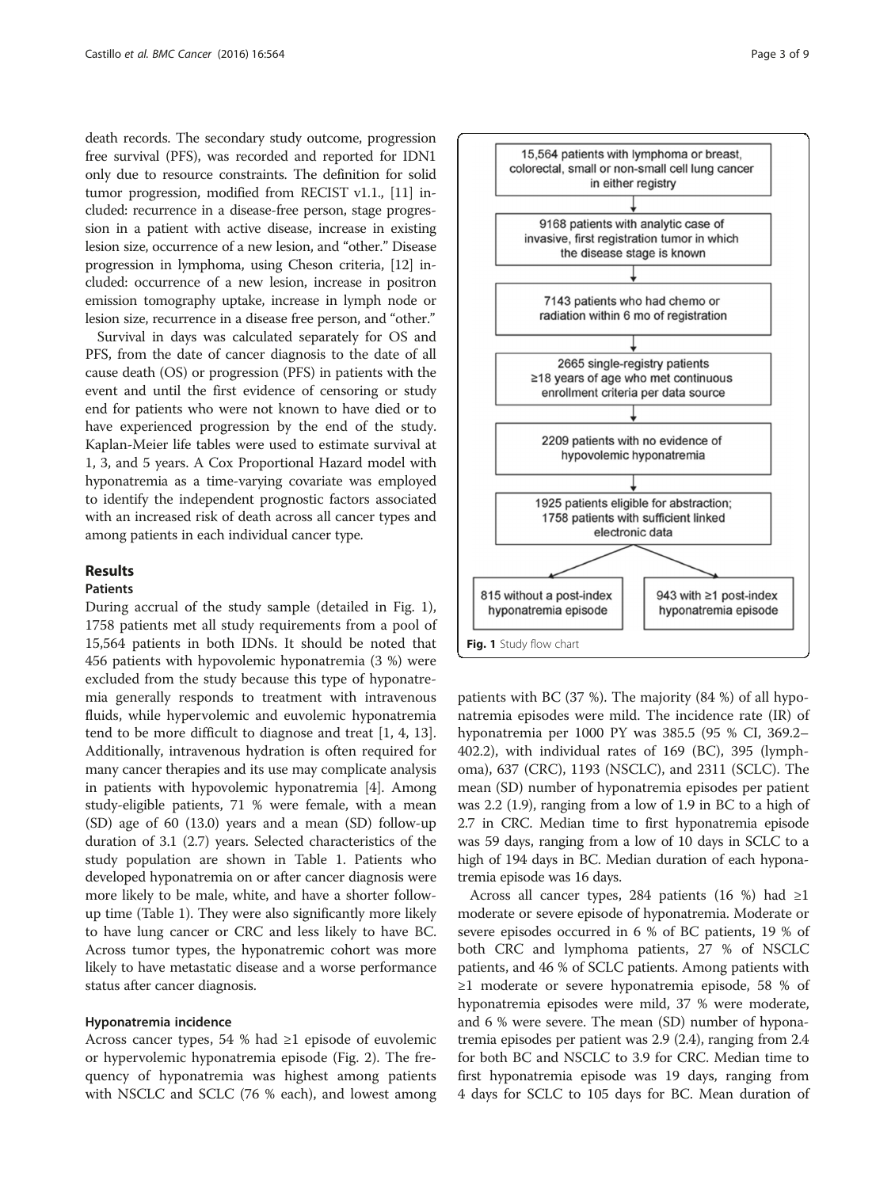death records. The secondary study outcome, progression free survival (PFS), was recorded and reported for IDN1 only due to resource constraints. The definition for solid tumor progression, modified from RECIST v1.1., [11] included: recurrence in a disease-free person, stage progression in a patient with active disease, increase in existing lesion size, occurrence of a new lesion, and "other." Disease progression in lymphoma, using Cheson criteria, [12] included: occurrence of a new lesion, increase in positron emission tomography uptake, increase in lymph node or lesion size, recurrence in a disease free person, and "other."

Survival in days was calculated separately for OS and PFS, from the date of cancer diagnosis to the date of all cause death (OS) or progression (PFS) in patients with the event and until the first evidence of censoring or study end for patients who were not known to have died or to have experienced progression by the end of the study. Kaplan-Meier life tables were used to estimate survival at 1, 3, and 5 years. A Cox Proportional Hazard model with hyponatremia as a time-varying covariate was employed to identify the independent prognostic factors associated with an increased risk of death across all cancer types and among patients in each individual cancer type.

## Results

### Patients

During accrual of the study sample (detailed in Fig. 1), 1758 patients met all study requirements from a pool of 15,564 patients in both IDNs. It should be noted that 456 patients with hypovolemic hyponatremia (3 %) were excluded from the study because this type of hyponatremia generally responds to treatment with intravenous fluids, while hypervolemic and euvolemic hyponatremia tend to be more difficult to diagnose and treat [1, 4, 13]. Additionally, intravenous hydration is often required for many cancer therapies and its use may complicate analysis in patients with hypovolemic hyponatremia [4]. Among study-eligible patients, 71 % were female, with a mean (SD) age of 60 (13.0) years and a mean (SD) follow-up duration of 3.1 (2.7) years. Selected characteristics of the study population are shown in Table 1. Patients who developed hyponatremia on or after cancer diagnosis were more likely to be male, white, and have a shorter follow-up time (Table 1). They were also significantly more likely to have lung cancer or CRC and less likely to have BC. Across tumor types, the hyponatremic cohort was more likely to have metastatic disease and a worse performance status after cancer diagnosis.

15,564 patients with lymphoma or breast, colorectal, small or non-small cell lung cancer in either registry
↓
9168 patients with analytic case of invasive, first registration tumor in which the disease stage is known
↓
7143 patients who had chemo or radiation within 6 mo of registration
↓
2665 single-registry patients ≥18 years of age who met continuous enrollment criteria per data source
↓
2209 patients with no evidence of hypovolemic hyponatremia
↓
1925 patients eligible for abstraction; 1758 patients with sufficient linked electronic data
↓
815 without a post-index hyponatremia episode | 943 with ≥1 post-index hyponatremia episode

**Fig. 1** Study flow chart

### Hyponatremia incidence

Across cancer types, 54 % had ≥1 episode of euvolemic or hypervolemic hyponatremia episode (Fig. 2). The frequency of hyponatremia was highest among patients with NSCLC and SCLC (76 % each), and lowest among patients with BC (37 %). The majority (84 %) of all hyponatremia episodes were mild. The incidence rate (IR) of hyponatremia per 1000 PY was 385.5 (95 % CI, 369.2–402.2), with individual rates of 169 (BC), 395 (lymphoma), 637 (CRC), 1193 (NSCLC), and 2311 (SCLC). The mean (SD) number of hyponatremia episodes per patient was 2.2 (1.9), ranging from a low of 1.9 in BC to a high of 2.7 in CRC. Median time to first hyponatremia episode was 59 days, ranging from a low of 10 days in SCLC to a high of 194 days in BC. Median duration of each hyponatremia episode was 16 days.

Across all cancer types, 284 patients (16 %) had ≥1 moderate or severe episode of hyponatremia. Moderate or severe episodes occurred in 6 % of BC patients, 19 % of both CRC and lymphoma patients, 27 % of NSCLC patients, and 46 % of SCLC patients. Among patients with ≥1 moderate or severe hyponatremia episode, 58 % of hyponatremia episodes were mild, 37 % were moderate, and 6 % were severe. The mean (SD) number of hyponatremia episodes per patient was 2.9 (2.4), ranging from 2.4 for both BC and NSCLC to 3.9 for CRC. Median time to first hyponatremia episode was 19 days, ranging from 4 days for SCLC to 105 days for BC. Mean duration of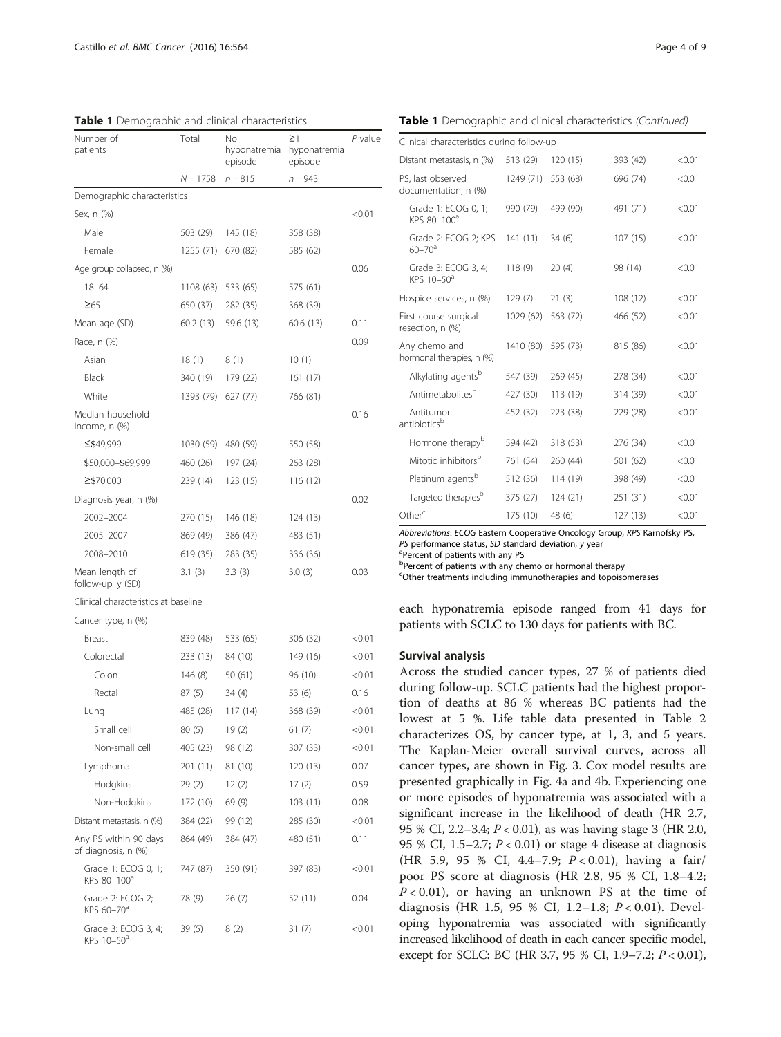**Table 1** Demographic and clinical characteristics

| Number of patients | Total | No hyponatremia episode | ≥1 hyponatremia episode | *P* value |
|---|---|---|---|---|
| | *N* = 1758 | *n* = 815 | *n* = 943 | |
| Demographic characteristics | | | | |
| Sex, n (%) | | | | <0.01 |
| Male | 503 (29) | 145 (18) | 358 (38) | |
| Female | 1255 (71) | 670 (82) | 585 (62) | |
| Age group collapsed, n (%) | | | | 0.06 |
| 18–64 | 1108 (63) | 533 (65) | 575 (61) | |
| ≥65 | 650 (37) | 282 (35) | 368 (39) | |
| Mean age (SD) | 60.2 (13) | 59.6 (13) | 60.6 (13) | 0.11 |
| Race, n (%) | | | | 0.09 |
| Asian | 18 (1) | 8 (1) | 10 (1) | |
| Black | 340 (19) | 179 (22) | 161 (17) | |
| White | 1393 (79) | 627 (77) | 766 (81) | |
| Median household income, n (%) | | | | 0.16 |
| ≤$49,999 | 1030 (59) | 480 (59) | 550 (58) | |
| $50,000–$69,999 | 460 (26) | 197 (24) | 263 (28) | |
| ≥$70,000 | 239 (14) | 123 (15) | 116 (12) | |
| Diagnosis year, n (%) | | | | 0.02 |
| 2002–2004 | 270 (15) | 146 (18) | 124 (13) | |
| 2005–2007 | 869 (49) | 386 (47) | 483 (51) | |
| 2008–2010 | 619 (35) | 283 (35) | 336 (36) | |
| Mean length of follow-up, y (SD) | 3.1 (3) | 3.3 (3) | 3.0 (3) | 0.03 |
| Clinical characteristics at baseline | | | | |
| Cancer type, n (%) | | | | |
| Breast | 839 (48) | 533 (65) | 306 (32) | <0.01 |
| Colorectal | 233 (13) | 84 (10) | 149 (16) | <0.01 |
| Colon | 146 (8) | 50 (61) | 96 (10) | <0.01 |
| Rectal | 87 (5) | 34 (4) | 53 (6) | 0.16 |
| Lung | 485 (28) | 117 (14) | 368 (39) | <0.01 |
| Small cell | 80 (5) | 19 (2) | 61 (7) | <0.01 |
| Non-small cell | 405 (23) | 98 (12) | 307 (33) | <0.01 |
| Lymphoma | 201 (11) | 81 (10) | 120 (13) | 0.07 |
| Hodgkins | 29 (2) | 12 (2) | 17 (2) | 0.59 |
| Non-Hodgkins | 172 (10) | 69 (9) | 103 (11) | 0.08 |
| Distant metastasis, n (%) | 384 (22) | 99 (12) | 285 (30) | <0.01 |
| Any PS within 90 days of diagnosis, n (%) | 864 (49) | 384 (47) | 480 (51) | 0.11 |
| Grade 1: ECOG 0, 1; KPS 80–100[a] | 747 (87) | 350 (91) | 397 (83) | <0.01 |
| Grade 2: ECOG 2; KPS 60–70[a] | 78 (9) | 26 (7) | 52 (11) | 0.04 |
| Grade 3: ECOG 3, 4; KPS 10–50[a] | 39 (5) | 8 (2) | 31 (7) | <0.01 |
| Clinical characteristics during follow-up | | | | |
| Distant metastasis, n (%) | 513 (29) | 120 (15) | 393 (42) | <0.01 |
| PS, last observed documentation, n (%) | 1249 (71) | 553 (68) | 696 (74) | <0.01 |
| Grade 1: ECOG 0, 1; KPS 80–100[a] | 990 (79) | 499 (90) | 491 (71) | <0.01 |
| Grade 2: ECOG 2; KPS 60–70[a] | 141 (11) | 34 (6) | 107 (15) | <0.01 |
| Grade 3: ECOG 3, 4; KPS 10–50[a] | 118 (9) | 20 (4) | 98 (14) | <0.01 |
| Hospice services, n (%) | 129 (7) | 21 (3) | 108 (12) | <0.01 |
| First course surgical resection, n (%) | 1029 (62) | 563 (72) | 466 (52) | <0.01 |
| Any chemo and hormonal therapies, n (%) | 1410 (80) | 595 (73) | 815 (86) | <0.01 |
| Alkylating agents[b] | 547 (39) | 269 (45) | 278 (34) | <0.01 |
| Antimetabolites[b] | 427 (30) | 113 (19) | 314 (39) | <0.01 |
| Antitumor antibiotics[b] | 452 (32) | 223 (38) | 229 (28) | <0.01 |
| Hormone therapy[b] | 594 (42) | 318 (53) | 276 (34) | <0.01 |
| Mitotic inhibitors[b] | 761 (54) | 260 (44) | 501 (62) | <0.01 |
| Platinum agents[b] | 512 (36) | 114 (19) | 398 (49) | <0.01 |
| Targeted therapies[b] | 375 (27) | 124 (21) | 251 (31) | <0.01 |
| Other[c] | 175 (10) | 48 (6) | 127 (13) | <0.01 |

*Abbreviations*: *ECOG* Eastern Cooperative Oncology Group, *KPS* Karnofsky PS, *PS* performance status, *SD* standard deviation, *y* year
[a]Percent of patients with any PS
[b]Percent of patients with any chemo or hormonal therapy
[c]Other treatments including immunotherapies and topoisomerases

each hyponatremia episode ranged from 41 days for patients with SCLC to 130 days for patients with BC.

### Survival analysis

Across the studied cancer types, 27 % of patients died during follow-up. SCLC patients had the highest proportion of deaths at 86 % whereas BC patients had the lowest at 5 %. Life table data presented in Table 2 characterizes OS, by cancer type, at 1, 3, and 5 years. The Kaplan-Meier overall survival curves, across all cancer types, are shown in Fig. 3. Cox model results are presented graphically in Fig. 4a and 4b. Experiencing one or more episodes of hyponatremia was associated with a significant increase in the likelihood of death (HR 2.7, 95 % CI, 2.2–3.4; $P < 0.01$), as was having stage 3 (HR 2.0, 95 % CI, 1.5–2.7; $P < 0.01$) or stage 4 disease at diagnosis (HR 5.9, 95 % CI, 4.4–7.9; $P < 0.01$), having a fair/poor PS score at diagnosis (HR 2.8, 95 % CI, 1.8–4.2; $P < 0.01$), or having an unknown PS at the time of diagnosis (HR 1.5, 95 % CI, 1.2–1.8; $P < 0.01$). Developing hyponatremia was associated with significantly increased likelihood of death in each cancer specific model, except for SCLC: BC (HR 3.7, 95 % CI, 1.9–7.2; $P < 0.01$),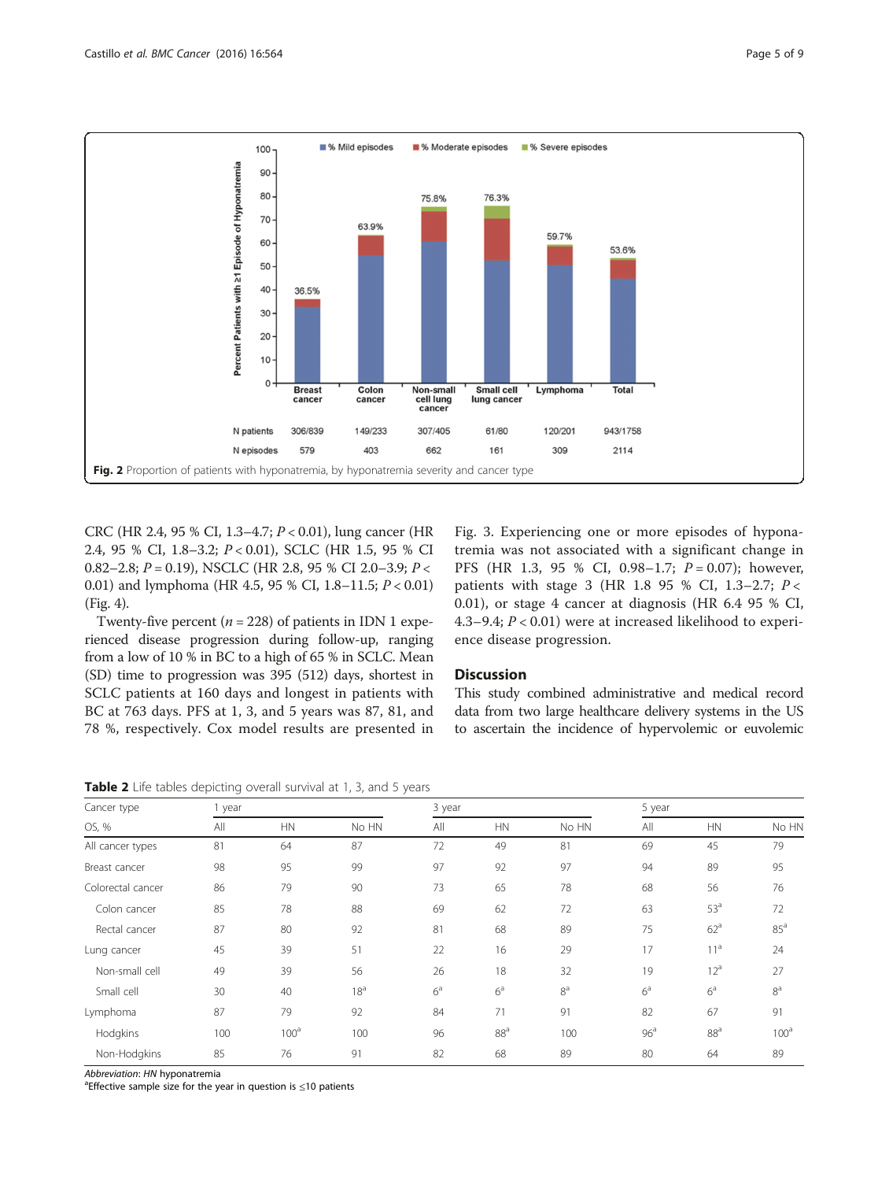Fig. 2 Proportion of patients with hyponatremia, by hyponatremia severity and cancer type

CRC (HR 2.4, 95 % CI, 1.3–4.7; $P < 0.01$), lung cancer (HR 2.4, 95 % CI, 1.8–3.2; $P < 0.01$), SCLC (HR 1.5, 95 % CI 0.82–2.8; $P = 0.19$), NSCLC (HR 2.8, 95 % CI 2.0–3.9; $P < 0.01$) and lymphoma (HR 4.5, 95 % CI, 1.8–11.5; $P < 0.01$) (Fig. 4).

Twenty-five percent ($n = 228$) of patients in IDN 1 experienced disease progression during follow-up, ranging from a low of 10 % in BC to a high of 65 % in SCLC. Mean (SD) time to progression was 395 (512) days, shortest in SCLC patients at 160 days and longest in patients with BC at 763 days. PFS at 1, 3, and 5 years was 87, 81, and 78 %, respectively. Cox model results are presented in Fig. 3. Experiencing one or more episodes of hyponatremia was not associated with a significant change in PFS (HR 1.3, 95 % CI, 0.98–1.7; $P = 0.07$); however, patients with stage 3 (HR 1.8 95 % CI, 1.3–2.7; $P < 0.01$), or stage 4 cancer at diagnosis (HR 6.4 95 % CI, 4.3–9.4; $P < 0.01$) were at increased likelihood to experience disease progression.

## Discussion

This study combined administrative and medical record data from two large healthcare delivery systems in the US to ascertain the incidence of hypervolemic or euvolemic

**Table 2** Life tables depicting overall survival at 1, 3, and 5 years

| Cancer type | 1 year | | | 3 year | | | 5 year | | |
|---|---|---|---|---|---|---|---|---|---|
| OS, % | All | HN | No HN | All | HN | No HN | All | HN | No HN |
| All cancer types | 81 | 64 | 87 | 72 | 49 | 81 | 69 | 45 | 79 |
| Breast cancer | 98 | 95 | 99 | 97 | 92 | 97 | 94 | 89 | 95 |
| Colorectal cancer | 86 | 79 | 90 | 73 | 65 | 78 | 68 | 56 | 76 |
| Colon cancer | 85 | 78 | 88 | 69 | 62 | 72 | 63 | 53[a] | 72 |
| Rectal cancer | 87 | 80 | 92 | 81 | 68 | 89 | 75 | 62[a] | 85[a] |
| Lung cancer | 45 | 39 | 51 | 22 | 16 | 29 | 17 | 11[a] | 24 |
| Non-small cell | 49 | 39 | 56 | 26 | 18 | 32 | 19 | 12[a] | 27 |
| Small cell | 30 | 40 | 18[a] | 6[a] | 6[a] | 8[a] | 6[a] | 6[a] | 8[a] |
| Lymphoma | 87 | 79 | 92 | 84 | 71 | 91 | 82 | 67 | 91 |
| Hodgkins | 100 | 100[a] | 100 | 96 | 88[a] | 100 | 96[a] | 88[a] | 100[a] |
| Non-Hodgkins | 85 | 76 | 91 | 82 | 68 | 89 | 80 | 64 | 89 |

*Abbreviation*: *HN* hyponatremia
[a]Effective sample size for the year in question is ≤10 patients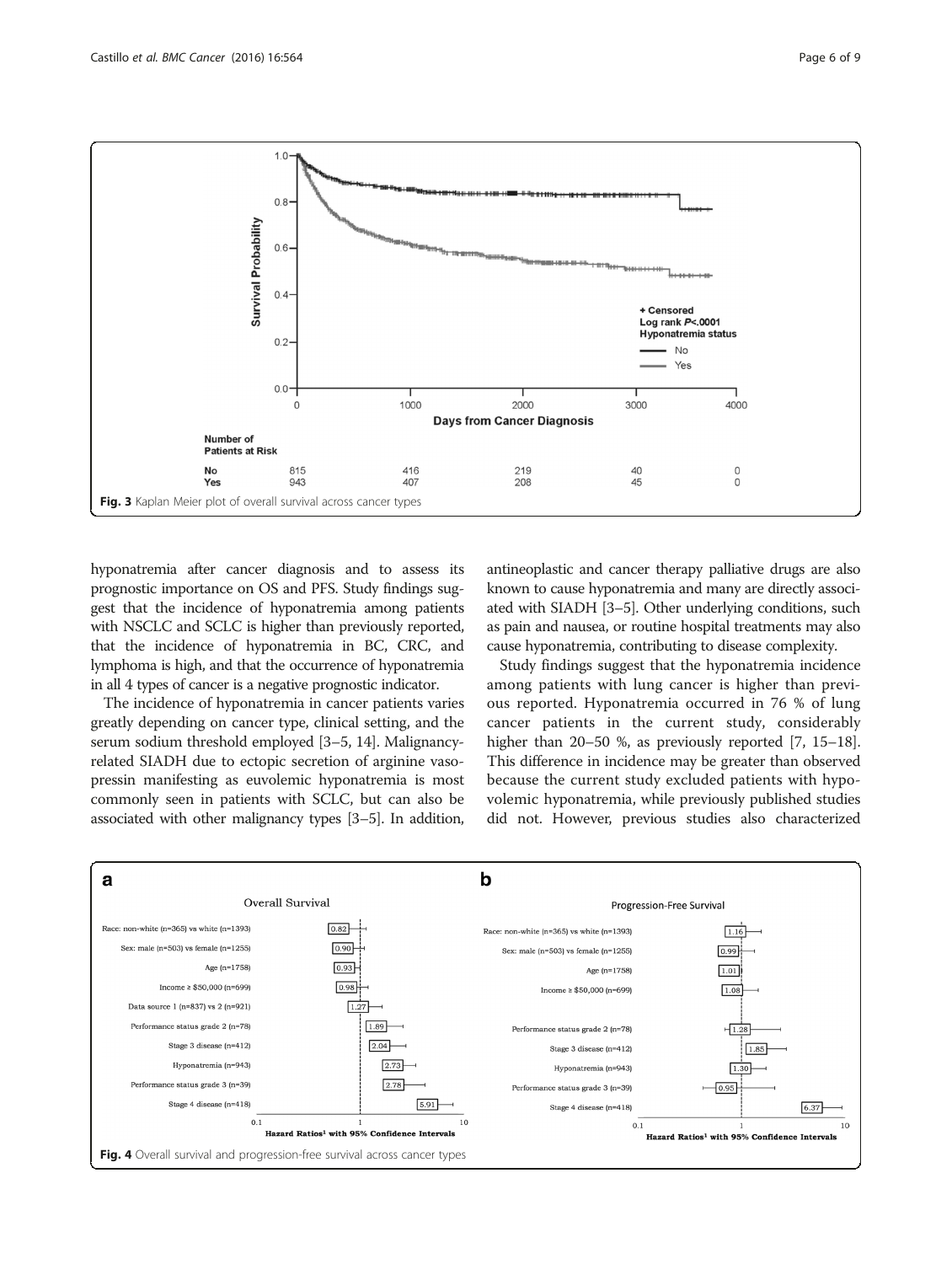Fig. 3 Kaplan Meier plot of overall survival across cancer types

hyponatremia after cancer diagnosis and to assess its prognostic importance on OS and PFS. Study findings suggest that the incidence of hyponatremia among patients with NSCLC and SCLC is higher than previously reported, that the incidence of hyponatremia in BC, CRC, and lymphoma is high, and that the occurrence of hyponatremia in all 4 types of cancer is a negative prognostic indicator.

The incidence of hyponatremia in cancer patients varies greatly depending on cancer type, clinical setting, and the serum sodium threshold employed [3–5, 14]. Malignancy-related SIADH due to ectopic secretion of arginine vasopressin manifesting as euvolemic hyponatremia is most commonly seen in patients with SCLC, but can also be associated with other malignancy types [3–5]. In addition, antineoplastic and cancer therapy palliative drugs are also known to cause hyponatremia and many are directly associated with SIADH [3–5]. Other underlying conditions, such as pain and nausea, or routine hospital treatments may also cause hyponatremia, contributing to disease complexity.

Study findings suggest that the hyponatremia incidence among patients with lung cancer is higher than previous reported. Hyponatremia occurred in 76 % of lung cancer patients in the current study, considerably higher than 20–50 %, as previously reported [7, 15–18]. This difference in incidence may be greater than observed because the current study excluded patients with hypovolemic hyponatremia, while previously published studies did not. However, previous studies also characterized

Fig. 4 Overall survival and progression-free survival across cancer types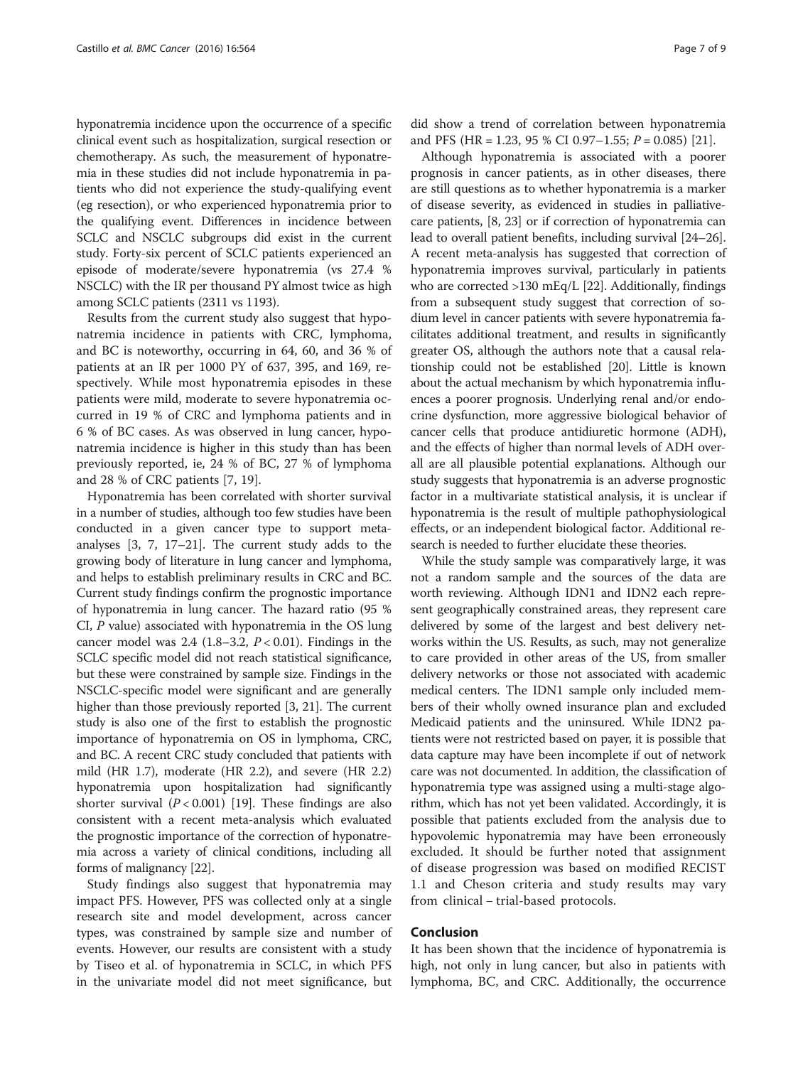hyponatremia incidence upon the occurrence of a specific clinical event such as hospitalization, surgical resection or chemotherapy. As such, the measurement of hyponatremia in these studies did not include hyponatremia in patients who did not experience the study-qualifying event (eg resection), or who experienced hyponatremia prior to the qualifying event. Differences in incidence between SCLC and NSCLC subgroups did exist in the current study. Forty-six percent of SCLC patients experienced an episode of moderate/severe hyponatremia (vs 27.4 % NSCLC) with the IR per thousand PY almost twice as high among SCLC patients (2311 vs 1193).

Results from the current study also suggest that hyponatremia incidence in patients with CRC, lymphoma, and BC is noteworthy, occurring in 64, 60, and 36 % of patients at an IR per 1000 PY of 637, 395, and 169, respectively. While most hyponatremia episodes in these patients were mild, moderate to severe hyponatremia occurred in 19 % of CRC and lymphoma patients and in 6 % of BC cases. As was observed in lung cancer, hyponatremia incidence is higher in this study than has been previously reported, ie, 24 % of BC, 27 % of lymphoma and 28 % of CRC patients [7, 19].

Hyponatremia has been correlated with shorter survival in a number of studies, although too few studies have been conducted in a given cancer type to support meta-analyses [3, 7, 17–21]. The current study adds to the growing body of literature in lung cancer and lymphoma, and helps to establish preliminary results in CRC and BC. Current study findings confirm the prognostic importance of hyponatremia in lung cancer. The hazard ratio (95 % CI, *P* value) associated with hyponatremia in the OS lung cancer model was 2.4 (1.8–3.2, $P < 0.01$). Findings in the SCLC specific model did not reach statistical significance, but these were constrained by sample size. Findings in the NSCLC-specific model were significant and are generally higher than those previously reported [3, 21]. The current study is also one of the first to establish the prognostic importance of hyponatremia on OS in lymphoma, CRC, and BC. A recent CRC study concluded that patients with mild (HR 1.7), moderate (HR 2.2), and severe (HR 2.2) hyponatremia upon hospitalization had significantly shorter survival ($P < 0.001$) [19]. These findings are also consistent with a recent meta-analysis which evaluated the prognostic importance of the correction of hyponatremia across a variety of clinical conditions, including all forms of malignancy [22].

Study findings also suggest that hyponatremia may impact PFS. However, PFS was collected only at a single research site and model development, across cancer types, was constrained by sample size and number of events. However, our results are consistent with a study by Tiseo et al. of hyponatremia in SCLC, in which PFS in the univariate model did not meet significance, but did show a trend of correlation between hyponatremia and PFS (HR = 1.23, 95 % CI 0.97–1.55; $P = 0.085$) [21].

Although hyponatremia is associated with a poorer prognosis in cancer patients, as in other diseases, there are still questions as to whether hyponatremia is a marker of disease severity, as evidenced in studies in palliative-care patients, [8, 23] or if correction of hyponatremia can lead to overall patient benefits, including survival [24–26]. A recent meta-analysis has suggested that correction of hyponatremia improves survival, particularly in patients who are corrected >130 mEq/L [22]. Additionally, findings from a subsequent study suggest that correction of sodium level in cancer patients with severe hyponatremia facilitates additional treatment, and results in significantly greater OS, although the authors note that a causal relationship could not be established [20]. Little is known about the actual mechanism by which hyponatremia influences a poorer prognosis. Underlying renal and/or endocrine dysfunction, more aggressive biological behavior of cancer cells that produce antidiuretic hormone (ADH), and the effects of higher than normal levels of ADH overall are all plausible potential explanations. Although our study suggests that hyponatremia is an adverse prognostic factor in a multivariate statistical analysis, it is unclear if hyponatremia is the result of multiple pathophysiological effects, or an independent biological factor. Additional research is needed to further elucidate these theories.

While the study sample was comparatively large, it was not a random sample and the sources of the data are worth reviewing. Although IDN1 and IDN2 each represent geographically constrained areas, they represent care delivered by some of the largest and best delivery networks within the US. Results, as such, may not generalize to care provided in other areas of the US, from smaller delivery networks or those not associated with academic medical centers. The IDN1 sample only included members of their wholly owned insurance plan and excluded Medicaid patients and the uninsured. While IDN2 patients were not restricted based on payer, it is possible that data capture may have been incomplete if out of network care was not documented. In addition, the classification of hyponatremia type was assigned using a multi-stage algorithm, which has not yet been validated. Accordingly, it is possible that patients excluded from the analysis due to hypovolemic hyponatremia may have been erroneously excluded. It should be further noted that assignment of disease progression was based on modified RECIST 1.1 and Cheson criteria and study results may vary from clinical – trial-based protocols.

## Conclusion

It has been shown that the incidence of hyponatremia is high, not only in lung cancer, but also in patients with lymphoma, BC, and CRC. Additionally, the occurrence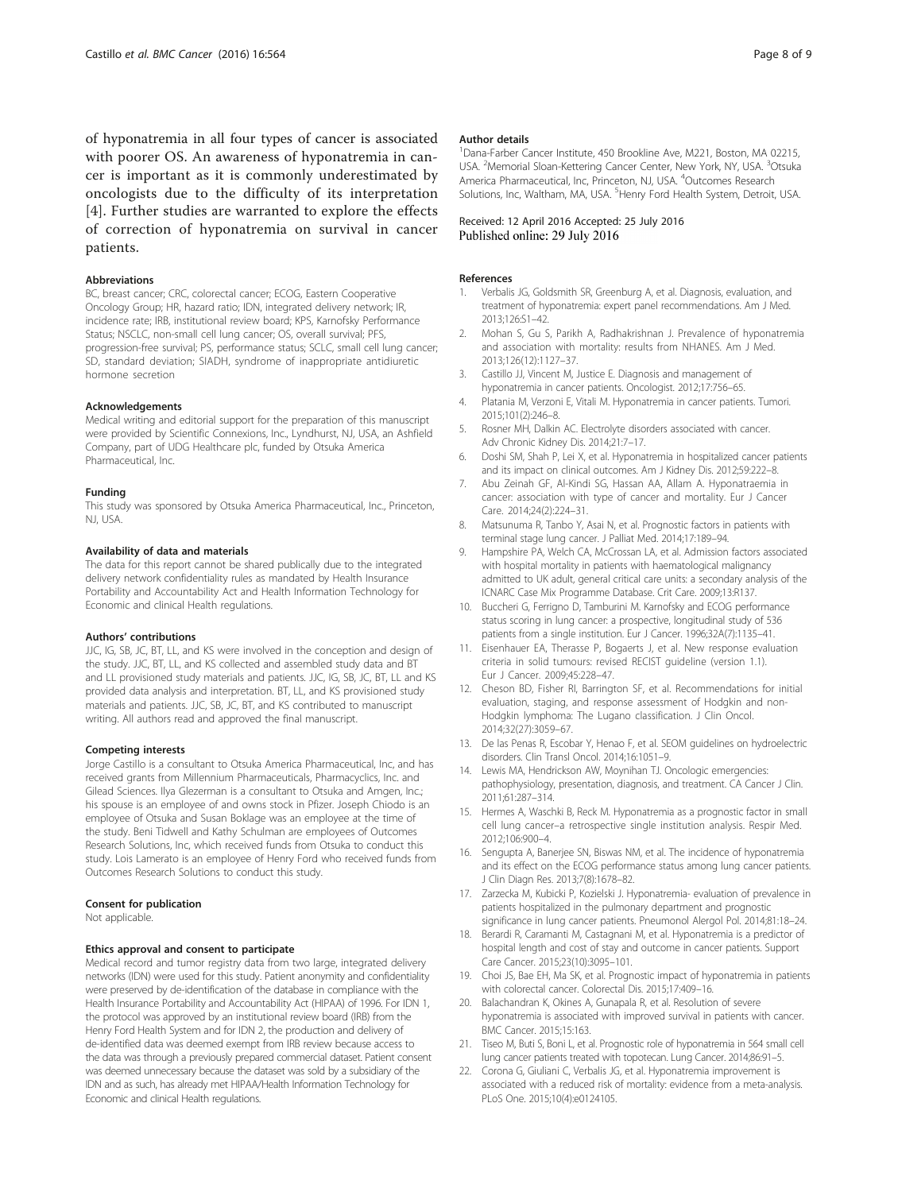of hyponatremia in all four types of cancer is associated with poorer OS. An awareness of hyponatremia in cancer is important as it is commonly underestimated by oncologists due to the difficulty of its interpretation [4]. Further studies are warranted to explore the effects of correction of hyponatremia on survival in cancer patients.

#### Abbreviations

BC, breast cancer; CRC, colorectal cancer; ECOG, Eastern Cooperative Oncology Group; HR, hazard ratio; IDN, integrated delivery network; IR, incidence rate; IRB, institutional review board; KPS, Karnofsky Performance Status; NSCLC, non-small cell lung cancer; OS, overall survival; PFS, progression-free survival; PS, performance status; SCLC, small cell lung cancer; SD, standard deviation; SIADH, syndrome of inappropriate antidiuretic hormone secretion

#### Acknowledgements

Medical writing and editorial support for the preparation of this manuscript were provided by Scientific Connexions, Inc., Lyndhurst, NJ, USA, an Ashfield Company, part of UDG Healthcare plc, funded by Otsuka America Pharmaceutical, Inc.

#### Funding

This study was sponsored by Otsuka America Pharmaceutical, Inc., Princeton, NJ, USA.

#### Availability of data and materials

The data for this report cannot be shared publically due to the integrated delivery network confidentiality rules as mandated by Health Insurance Portability and Accountability Act and Health Information Technology for Economic and clinical Health regulations.

#### Authors' contributions

JJC, IG, SB, JC, BT, LL, and KS were involved in the conception and design of the study. JJC, BT, LL, and KS collected and assembled study data and BT and LL provisioned study materials and patients. JJC, IG, SB, JC, BT, LL and KS provided data analysis and interpretation. BT, LL, and KS provisioned study materials and patients. JJC, SB, JC, BT, and KS contributed to manuscript writing. All authors read and approved the final manuscript.

#### Competing interests

Jorge Castillo is a consultant to Otsuka America Pharmaceutical, Inc, and has received grants from Millennium Pharmaceuticals, Pharmacyclics, Inc. and Gilead Sciences. Ilya Glezerman is a consultant to Otsuka and Amgen, Inc.; his spouse is an employee of and owns stock in Pfizer. Joseph Chiodo is an employee of Otsuka and Susan Boklage was an employee at the time of the study. Beni Tidwell and Kathy Schulman are employees of Outcomes Research Solutions, Inc, which received funds from Otsuka to conduct this study. Lois Lamerato is an employee of Henry Ford who received funds from Outcomes Research Solutions to conduct this study.

#### Consent for publication

Not applicable.

#### Ethics approval and consent to participate

Medical record and tumor registry data from two large, integrated delivery networks (IDN) were used for this study. Patient anonymity and confidentiality were preserved by de-identification of the database in compliance with the Health Insurance Portability and Accountability Act (HIPAA) of 1996. For IDN 1, the protocol was approved by an institutional review board (IRB) from the Henry Ford Health System and for IDN 2, the production and delivery of de-identified data was deemed exempt from IRB review because access to the data was through a previously prepared commercial dataset. Patient consent was deemed unnecessary because the dataset was sold by a subsidiary of the IDN and as such, has already met HIPAA/Health Information Technology for Economic and clinical Health regulations.

#### Author details

[1]Dana-Farber Cancer Institute, 450 Brookline Ave, M221, Boston, MA 02215, USA. [2]Memorial Sloan-Kettering Cancer Center, New York, NY, USA. [3]Otsuka America Pharmaceutical, Inc, Princeton, NJ, USA. [4]Outcomes Research Solutions, Inc, Waltham, MA, USA. [5]Henry Ford Health System, Detroit, USA.

Received: 12 April 2016 Accepted: 25 July 2016
Published online: 29 July 2016

#### References

1. Verbalis JG, Goldsmith SR, Greenburg A, et al. Diagnosis, evaluation, and treatment of hyponatremia: expert panel recommendations. Am J Med. 2013;126:S1–42.
2. Mohan S, Gu S, Parikh A, Radhakrishnan J. Prevalence of hyponatremia and association with mortality: results from NHANES. Am J Med. 2013;126(12):1127–37.
3. Castillo JJ, Vincent M, Justice E. Diagnosis and management of hyponatremia in cancer patients. Oncologist. 2012;17:756–65.
4. Platania M, Verzoni E, Vitali M. Hyponatremia in cancer patients. Tumori. 2015;101(2):246–8.
5. Rosner MH, Dalkin AC. Electrolyte disorders associated with cancer. Adv Chronic Kidney Dis. 2014;21:7–17.
6. Doshi SM, Shah P, Lei X, et al. Hyponatremia in hospitalized cancer patients and its impact on clinical outcomes. Am J Kidney Dis. 2012;59:222–8.
7. Abu Zeinah GF, Al-Kindi SG, Hassan AA, Allam A. Hyponatraemia in cancer: association with type of cancer and mortality. Eur J Cancer Care. 2014;24(2):224–31.
8. Matsunuma R, Tanbo Y, Asai N, et al. Prognostic factors in patients with terminal stage lung cancer. J Palliat Med. 2014;17:189–94.
9. Hampshire PA, Welch CA, McCrossan LA, et al. Admission factors associated with hospital mortality in patients with haematological malignancy admitted to UK adult, general critical care units: a secondary analysis of the ICNARC Case Mix Programme Database. Crit Care. 2009;13:R137.
10. Buccheri G, Ferrigno D, Tamburini M. Karnofsky and ECOG performance status scoring in lung cancer: a prospective, longitudinal study of 536 patients from a single institution. Eur J Cancer. 1996;32A(7):1135–41.
11. Eisenhauer EA, Therasse P, Bogaerts J, et al. New response evaluation criteria in solid tumours: revised RECIST guideline (version 1.1). Eur J Cancer. 2009;45:228–47.
12. Cheson BD, Fisher RI, Barrington SF, et al. Recommendations for initial evaluation, staging, and response assessment of Hodgkin and non-Hodgkin lymphoma: The Lugano classification. J Clin Oncol. 2014;32(27):3059–67.
13. De las Penas R, Escobar Y, Henao F, et al. SEOM guidelines on hydroelectric disorders. Clin Transl Oncol. 2014;16:1051–9.
14. Lewis MA, Hendrickson AW, Moynihan TJ. Oncologic emergencies: pathophysiology, presentation, diagnosis, and treatment. CA Cancer J Clin. 2011;61:287–314.
15. Hermes A, Waschki B, Reck M. Hyponatremia as a prognostic factor in small cell lung cancer–a retrospective single institution analysis. Respir Med. 2012;106:900–4.
16. Sengupta A, Banerjee SN, Biswas NM, et al. The incidence of hyponatremia and its effect on the ECOG performance status among lung cancer patients. J Clin Diagn Res. 2013;7(8):1678–82.
17. Zarzecka M, Kubicki P, Kozielski J. Hyponatremia- evaluation of prevalence in patients hospitalized in the pulmonary department and prognostic significance in lung cancer patients. Pneumonol Alergol Pol. 2014;81:18–24.
18. Berardi R, Caramanti M, Castagnani M, et al. Hyponatremia is a predictor of hospital length and cost of stay and outcome in cancer patients. Support Care Cancer. 2015;23(10):3095–101.
19. Choi JS, Bae EH, Ma SK, et al. Prognostic impact of hyponatremia in patients with colorectal cancer. Colorectal Dis. 2015;17:409–16.
20. Balachandran K, Okines A, Gunapala R, et al. Resolution of severe hyponatremia is associated with improved survival in patients with cancer. BMC Cancer. 2015;15:163.
21. Tiseo M, Buti S, Boni L, et al. Prognostic role of hyponatremia in 564 small cell lung cancer patients treated with topotecan. Lung Cancer. 2014;86:91–5.
22. Corona G, Giuliani C, Verbalis JG, et al. Hyponatremia improvement is associated with a reduced risk of mortality: evidence from a meta-analysis. PLoS One. 2015;10(4):e0124105.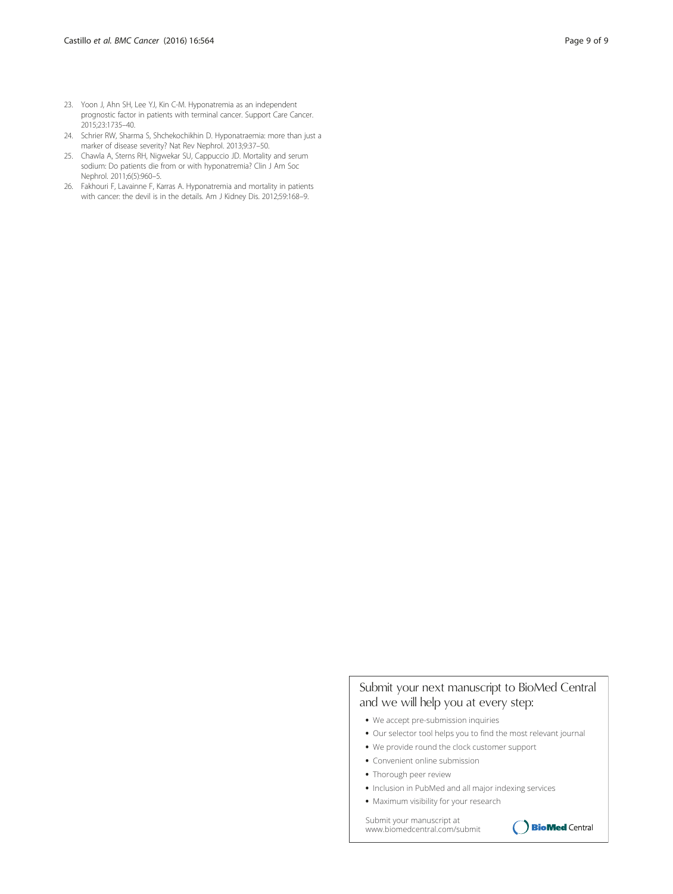23. Yoon J, Ahn SH, Lee YJ, Kin C-M. Hyponatremia as an independent prognostic factor in patients with terminal cancer. Support Care Cancer. 2015;23:1735–40.
24. Schrier RW, Sharma S, Shchekochikhin D. Hyponatraemia: more than just a marker of disease severity? Nat Rev Nephrol. 2013;9:37–50.
25. Chawla A, Sterns RH, Nigwekar SU, Cappuccio JD. Mortality and serum sodium: Do patients die from or with hyponatremia? Clin J Am Soc Nephrol. 2011;6(5):960–5.
26. Fakhouri F, Lavainne F, Karras A. Hyponatremia and mortality in patients with cancer: the devil is in the details. Am J Kidney Dis. 2012;59:168–9.

Submit your next manuscript to BioMed Central and we will help you at every step:

- We accept pre-submission inquiries
- Our selector tool helps you to find the most relevant journal
- We provide round the clock customer support
- Convenient online submission
- Thorough peer review
- Inclusion in PubMed and all major indexing services
- Maximum visibility for your research

Submit your manuscript at
www.biomedcentral.com/submit

BioMed Central